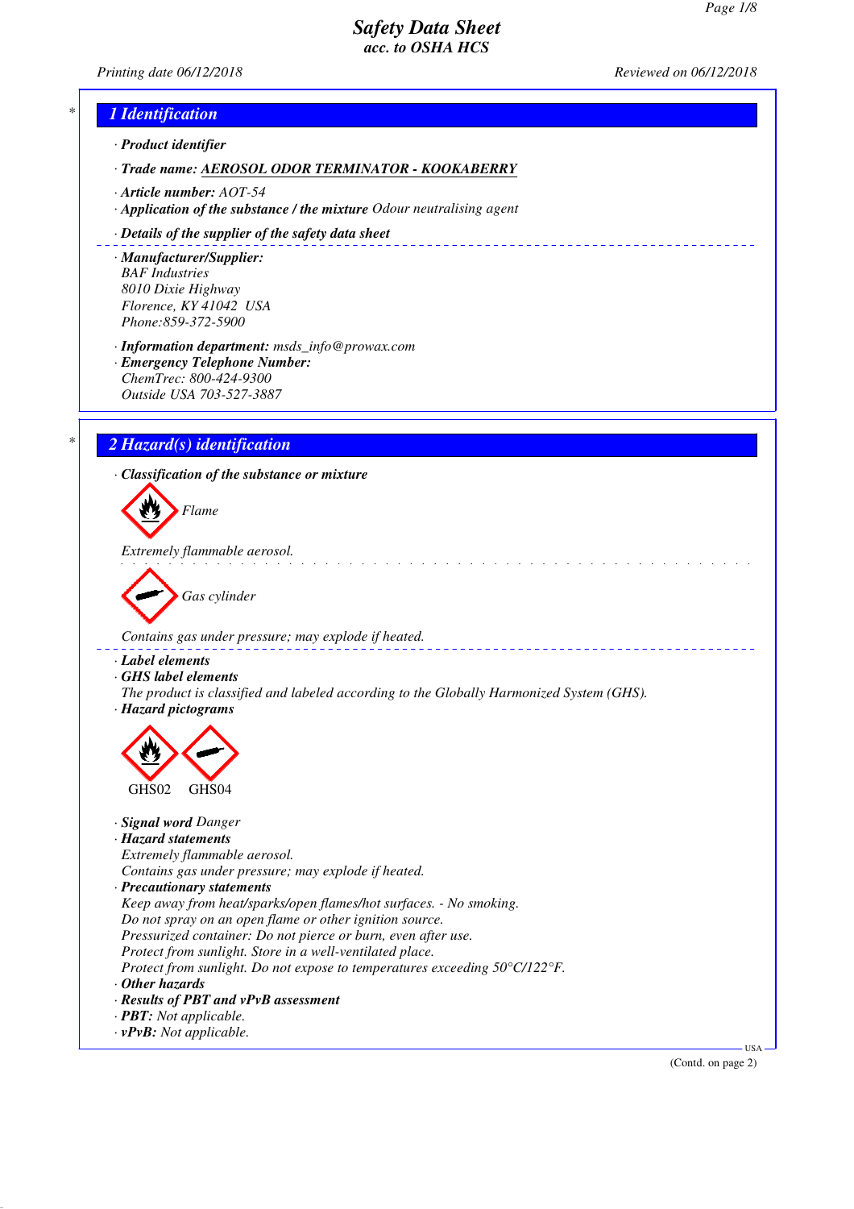# Safety Data Sheet
## acc. to OSHA HCS

Printing date 06/12/2018 Reviewed on 06/12/2018

## 1 Identification

· **Product identifier**

· **Trade name:** **AEROSOL ODOR TERMINATOR - KOOKABERRY**

· **Article number:** AOT-54

· **Application of the substance / the mixture** Odour neutralising agent

· **Details of the supplier of the safety data sheet**

· **Manufacturer/Supplier:**
BAF Industries
8010 Dixie Highway
Florence, KY 41042 USA
Phone:859-372-5900

· **Information department:** msds_info@prowax.com

· **Emergency Telephone Number:**
ChemTrec: 800-424-9300
Outside USA 703-527-3887

## 2 Hazard(s) identification

· **Classification of the substance or mixture**

Flame

Extremely flammable aerosol.

Gas cylinder

Contains gas under pressure; may explode if heated.

· **Label elements**

· **GHS label elements**
The product is classified and labeled according to the Globally Harmonized System (GHS).

· **Hazard pictograms**

GHS02 GHS04

· **Signal word** Danger

· **Hazard statements**
Extremely flammable aerosol.
Contains gas under pressure; may explode if heated.

· **Precautionary statements**
Keep away from heat/sparks/open flames/hot surfaces. - No smoking.
Do not spray on an open flame or other ignition source.
Pressurized container: Do not pierce or burn, even after use.
Protect from sunlight. Store in a well-ventilated place.
Protect from sunlight. Do not expose to temperatures exceeding 50°C/122°F.

· **Other hazards**

· **Results of PBT and vPvB assessment**

· **PBT:** Not applicable.

· **vPvB:** Not applicable.

(Contd. on page 2)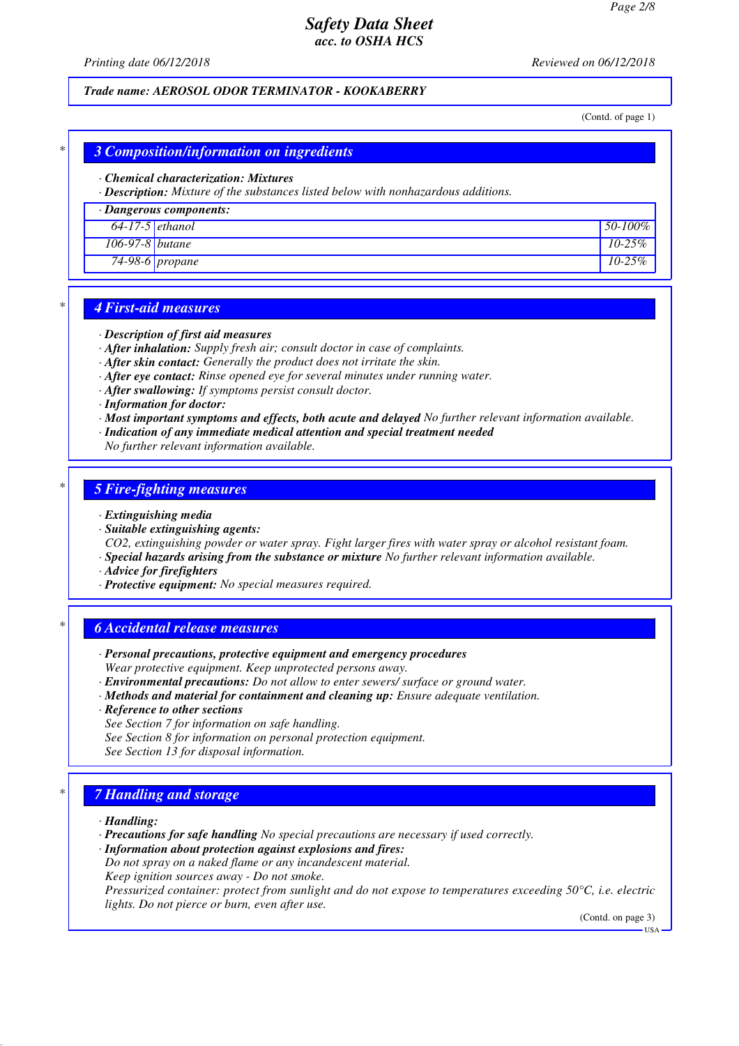# Safety Data Sheet
## acc. to OSHA HCS

Printing date 06/12/2018 Reviewed on 06/12/2018

**Trade name: AEROSOL ODOR TERMINATOR - KOOKABERRY**

(Contd. of page 1)

## 3 Composition/information on ingredients

· **Chemical characterization: Mixtures**
· **Description:** Mixture of the substances listed below with nonhazardous additions.

| · Dangerous components: | | |
|---|---|---|
| 64-17-5 | ethanol | 50-100% |
| 106-97-8 | butane | 10-25% |
| 74-98-6 | propane | 10-25% |

## 4 First-aid measures

· **Description of first aid measures**
· **After inhalation:** Supply fresh air; consult doctor in case of complaints.
· **After skin contact:** Generally the product does not irritate the skin.
· **After eye contact:** Rinse opened eye for several minutes under running water.
· **After swallowing:** If symptoms persist consult doctor.
· **Information for doctor:**
· **Most important symptoms and effects, both acute and delayed** No further relevant information available.
· **Indication of any immediate medical attention and special treatment needed**
No further relevant information available.

## 5 Fire-fighting measures

· **Extinguishing media**
· **Suitable extinguishing agents:**
$CO_2$, extinguishing powder or water spray. Fight larger fires with water spray or alcohol resistant foam.
· **Special hazards arising from the substance or mixture** No further relevant information available.
· **Advice for firefighters**
· **Protective equipment:** No special measures required.

## 6 Accidental release measures

· **Personal precautions, protective equipment and emergency procedures**
Wear protective equipment. Keep unprotected persons away.
· **Environmental precautions:** Do not allow to enter sewers/ surface or ground water.
· **Methods and material for containment and cleaning up:** Ensure adequate ventilation.
· **Reference to other sections**
See Section 7 for information on safe handling.
See Section 8 for information on personal protection equipment.
See Section 13 for disposal information.

## 7 Handling and storage

· **Handling:**
· **Precautions for safe handling** No special precautions are necessary if used correctly.
· **Information about protection against explosions and fires:**
Do not spray on a naked flame or any incandescent material.
Keep ignition sources away - Do not smoke.
Pressurized container: protect from sunlight and do not expose to temperatures exceeding 50°C, i.e. electric lights. Do not pierce or burn, even after use.

(Contd. on page 3)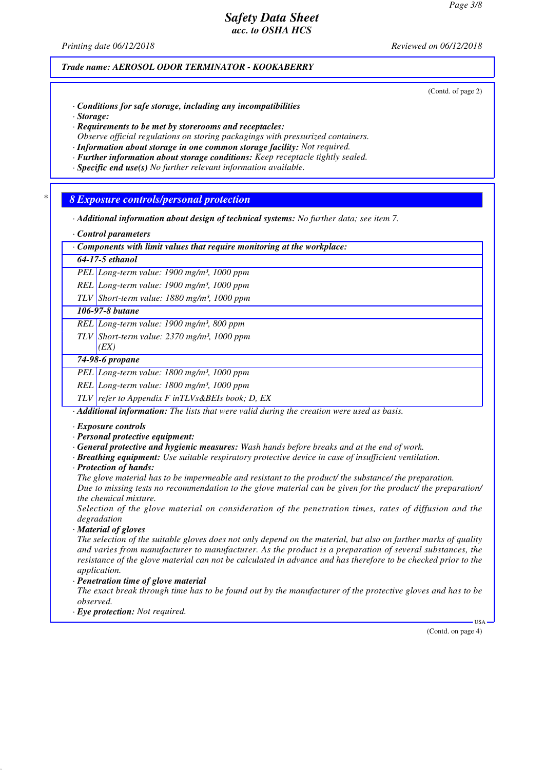Trade name: AEROSOL ODOR TERMINATOR - KOOKABERRY

(Contd. of page 2)

· **Conditions for safe storage, including any incompatibilities**
· **Storage:**
· **Requirements to be met by storerooms and receptacles:**
Observe official regulations on storing packagings with pressurized containers.
· **Information about storage in one common storage facility:** Not required.
· **Further information about storage conditions:** Keep receptacle tightly sealed.
· **Specific end use(s)** No further relevant information available.

## 8 Exposure controls/personal protection

· **Additional information about design of technical systems:** No further data; see item 7.

· **Control parameters**

| · Components with limit values that require monitoring at the workplace: | |
|---|---|
| **64-17-5 ethanol** | |
| PEL | Long-term value: 1900 mg/m³, 1000 ppm |
| REL | Long-term value: 1900 mg/m³, 1000 ppm |
| TLV | Short-term value: 1880 mg/m³, 1000 ppm |
| **106-97-8 butane** | |
| REL | Long-term value: 1900 mg/m³, 800 ppm |
| TLV | Short-term value: 2370 mg/m³, 1000 ppm (EX) |
| **74-98-6 propane** | |
| PEL | Long-term value: 1800 mg/m³, 1000 ppm |
| REL | Long-term value: 1800 mg/m³, 1000 ppm |
| TLV | refer to Appendix F inTLVs&BEIs book; D, EX |

· **Additional information:** The lists that were valid during the creation were used as basis.

· **Exposure controls**
· **Personal protective equipment:**
· **General protective and hygienic measures:** Wash hands before breaks and at the end of work.
· **Breathing equipment:** Use suitable respiratory protective device in case of insufficient ventilation.
· **Protection of hands:**
The glove material has to be impermeable and resistant to the product/ the substance/ the preparation.
Due to missing tests no recommendation to the glove material can be given for the product/ the preparation/ the chemical mixture.
Selection of the glove material on consideration of the penetration times, rates of diffusion and the degradation
· **Material of gloves**
The selection of the suitable gloves does not only depend on the material, but also on further marks of quality and varies from manufacturer to manufacturer. As the product is a preparation of several substances, the resistance of the glove material can not be calculated in advance and has therefore to be checked prior to the application.
· **Penetration time of glove material**
The exact break through time has to be found out by the manufacturer of the protective gloves and has to be observed.
· **Eye protection:** Not required.

(Contd. on page 4)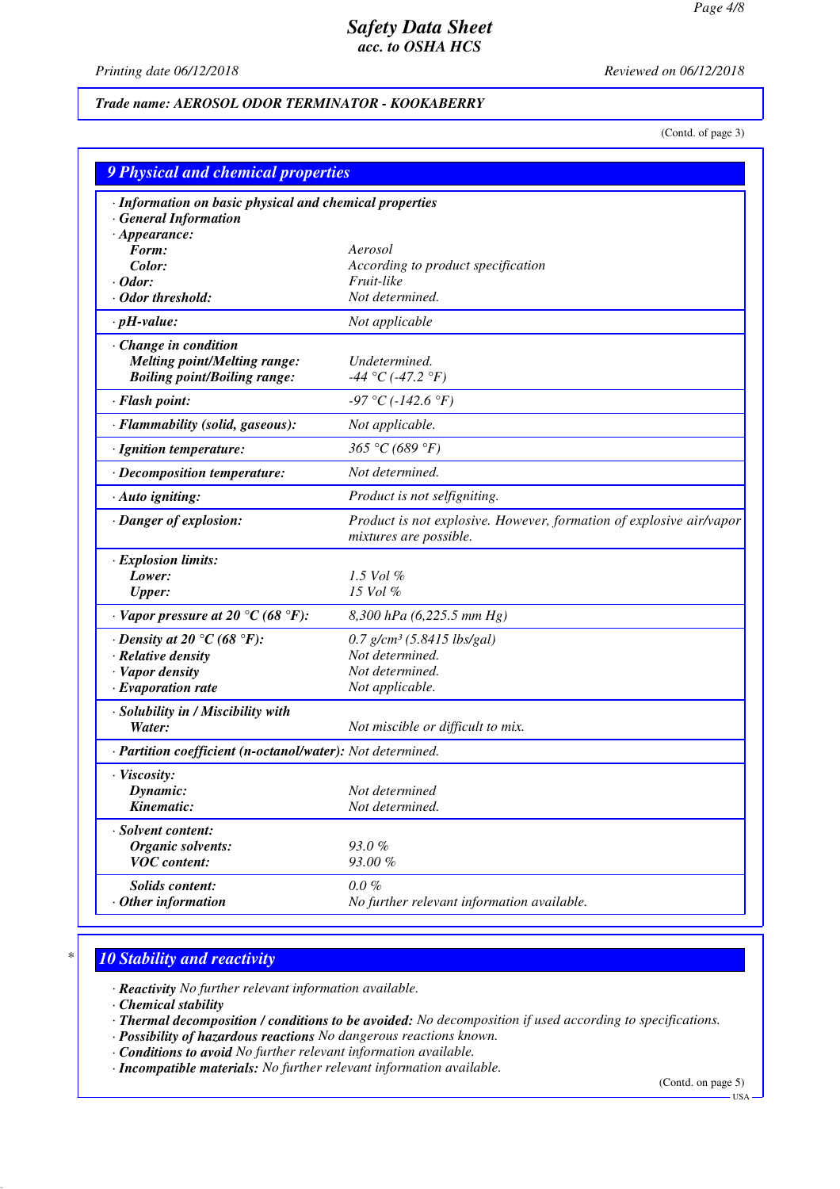Trade name: AEROSOL ODOR TERMINATOR - KOOKABERRY

(Contd. of page 3)

## 9 Physical and chemical properties

| | |
|---|---|
| **· Information on basic physical and chemical properties** | |
| **· General Information** | |
| **· Appearance:** | |
| **Form:** | Aerosol |
| **Color:** | According to product specification |
| **· Odor:** | Fruit-like |
| **· Odor threshold:** | Not determined. |
| **· pH-value:** | Not applicable |
| **· Change in condition** | |
| **Melting point/Melting range:** | Undetermined. |
| **Boiling point/Boiling range:** | -44 °C (-47.2 °F) |
| **· Flash point:** | -97 °C (-142.6 °F) |
| **· Flammability (solid, gaseous):** | Not applicable. |
| **· Ignition temperature:** | 365 °C (689 °F) |
| **· Decomposition temperature:** | Not determined. |
| **· Auto igniting:** | Product is not selfigniting. |
| **· Danger of explosion:** | Product is not explosive. However, formation of explosive air/vapor mixtures are possible. |
| **· Explosion limits:** | |
| **Lower:** | 1.5 Vol % |
| **Upper:** | 15 Vol % |
| **· Vapor pressure at 20 °C (68 °F):** | 8,300 hPa (6,225.5 mm Hg) |
| **· Density at 20 °C (68 °F):** | 0.7 g/cm³ (5.8415 lbs/gal) |
| **· Relative density** | Not determined. |
| **· Vapor density** | Not determined. |
| **· Evaporation rate** | Not applicable. |
| **· Solubility in / Miscibility with** | |
| **Water:** | Not miscible or difficult to mix. |
| **· Partition coefficient (n-octanol/water):** | Not determined. |
| **· Viscosity:** | |
| **Dynamic:** | Not determined |
| **Kinematic:** | Not determined. |
| **· Solvent content:** | |
| **Organic solvents:** | 93.0 % |
| **VOC content:** | 93.00 % |
| **Solids content:** | 0.0 % |
| **· Other information** | No further relevant information available. |

## 10 Stability and reactivity

- **Reactivity** No further relevant information available.
- **Chemical stability**
- **Thermal decomposition / conditions to be avoided:** No decomposition if used according to specifications.
- **Possibility of hazardous reactions** No dangerous reactions known.
- **Conditions to avoid** No further relevant information available.
- **Incompatible materials:** No further relevant information available.

(Contd. on page 5)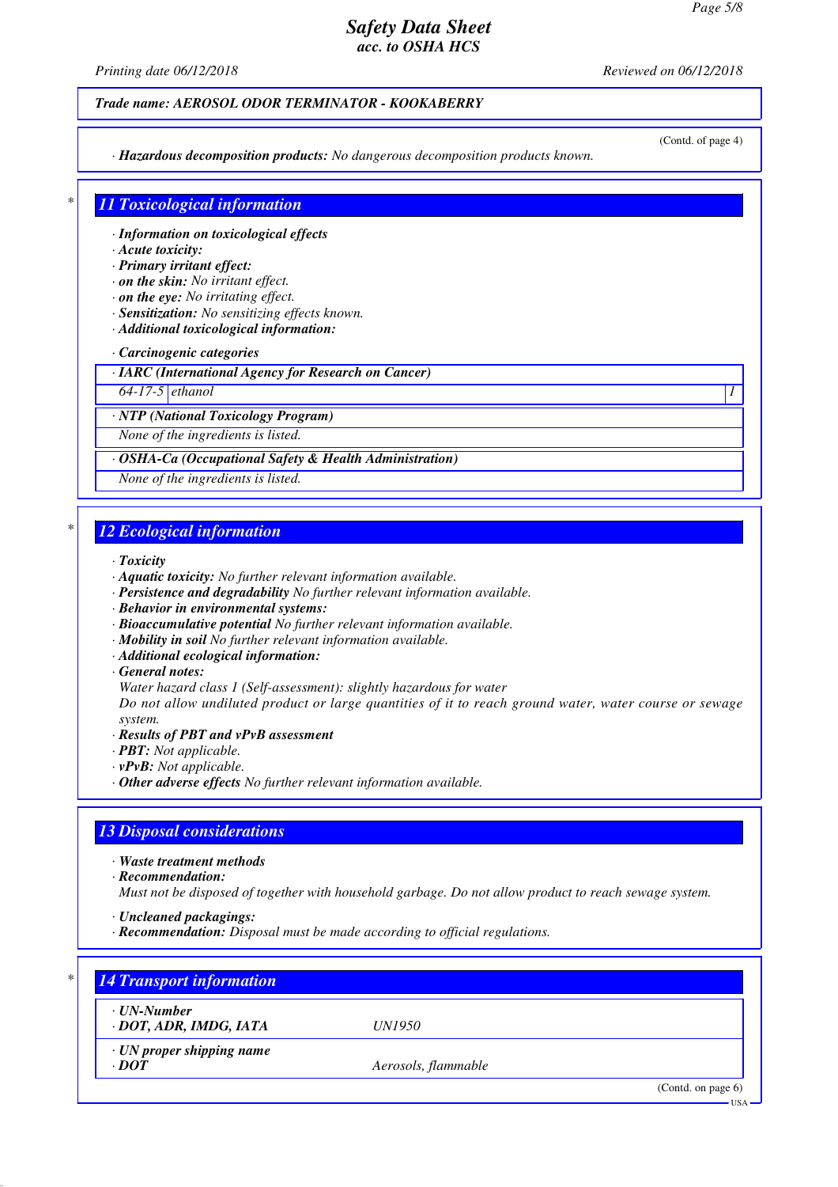**Trade name: AEROSOL ODOR TERMINATOR - KOOKABERRY**

(Contd. of page 4)

· **Hazardous decomposition products:** No dangerous decomposition products known.

## * 11 Toxicological information

· **Information on toxicological effects**
· **Acute toxicity:**
· **Primary irritant effect:**
· **on the skin:** No irritant effect.
· **on the eye:** No irritating effect.
· **Sensitization:** No sensitizing effects known.
· **Additional toxicological information:**

· **Carcinogenic categories**

| · IARC (International Agency for Research on Cancer) | | |
|---|---|---|
| 64-17-5 | ethanol | 1 |

| · NTP (National Toxicology Program) |
|---|
| None of the ingredients is listed. |

| · OSHA-Ca (Occupational Safety & Health Administration) |
|---|
| None of the ingredients is listed. |

## * 12 Ecological information

· **Toxicity**
· **Aquatic toxicity:** No further relevant information available.
· **Persistence and degradability** No further relevant information available.
· **Behavior in environmental systems:**
· **Bioaccumulative potential** No further relevant information available.
· **Mobility in soil** No further relevant information available.
· **Additional ecological information:**
· **General notes:**
Water hazard class 1 (Self-assessment): slightly hazardous for water
Do not allow undiluted product or large quantities of it to reach ground water, water course or sewage system.
· **Results of PBT and vPvB assessment**
· **PBT:** Not applicable.
· **vPvB:** Not applicable.
· **Other adverse effects** No further relevant information available.

## 13 Disposal considerations

· **Waste treatment methods**
· **Recommendation:**
Must not be disposed of together with household garbage. Do not allow product to reach sewage system.

· **Uncleaned packagings:**
· **Recommendation:** Disposal must be made according to official regulations.

## * 14 Transport information

| · UN-Number | |
|---|---|
| · DOT, ADR, IMDG, IATA | UN1950 |

| · UN proper shipping name | |
|---|---|
| · DOT | Aerosols, flammable |

(Contd. on page 6)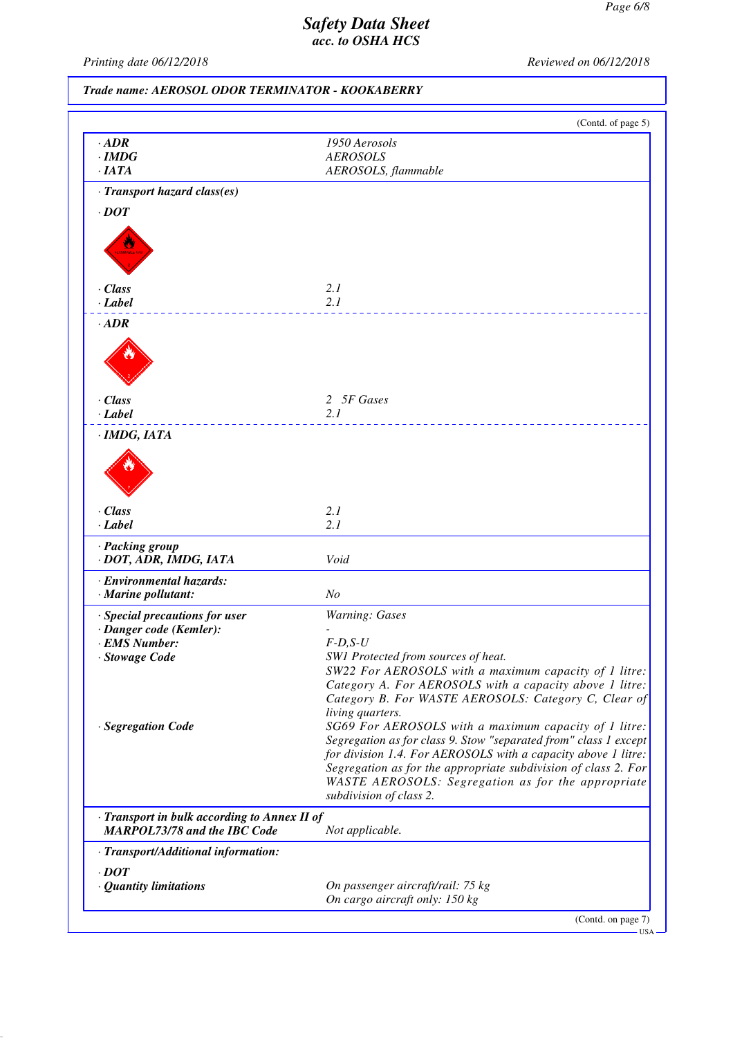# Safety Data Sheet
## acc. to OSHA HCS

Printing date 06/12/2018 | Reviewed on 06/12/2018

**Trade name: AEROSOL ODOR TERMINATOR - KOOKABERRY**

(Contd. of page 5)

| | |
|---|---|
| · **ADR** | 1950 Aerosols |
| · **IMDG** | AEROSOLS |
| · **IATA** | AEROSOLS, flammable |

· **Transport hazard class(es)**

· **DOT**

| | |
|---|---|
| · **Class** | 2.1 |
| · **Label** | 2.1 |

· **ADR**

| | |
|---|---|
| · **Class** | 2 5F Gases |
| · **Label** | 2.1 |

· **IMDG, IATA**

| | |
|---|---|
| · **Class** | 2.1 |
| · **Label** | 2.1 |

| | |
|---|---|
| · **Packing group** | |
| · **DOT, ADR, IMDG, IATA** | Void |
| · **Environmental hazards:** | |
| · **Marine pollutant:** | No |
| · **Special precautions for user** | Warning: Gases |
| · **Danger code (Kemler):** | - |
| · **EMS Number:** | F-D,S-U |
| · **Stowage Code** | SW1 Protected from sources of heat. SW22 For AEROSOLS with a maximum capacity of 1 litre: Category A. For AEROSOLS with a capacity above 1 litre: Category B. For WASTE AEROSOLS: Category C, Clear of living quarters. |
| · **Segregation Code** | SG69 For AEROSOLS with a maximum capacity of 1 litre: Segregation as for class 9. Stow "separated from" class 1 except for division 1.4. For AEROSOLS with a capacity above 1 litre: Segregation as for the appropriate subdivision of class 2. For WASTE AEROSOLS: Segregation as for the appropriate subdivision of class 2. |
| · **Transport in bulk according to Annex II of MARPOL73/78 and the IBC Code** | Not applicable. |

· **Transport/Additional information:**

| | |
|---|---|
| · **DOT** | |
| · **Quantity limitations** | On passenger aircraft/rail: 75 kg<br>On cargo aircraft only: 150 kg |

(Contd. on page 7)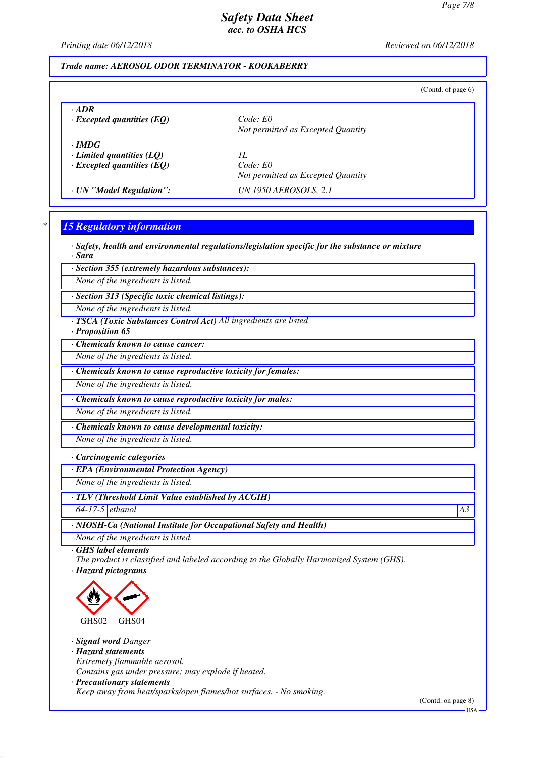*Safety Data Sheet*
*acc. to OSHA HCS*

Printing date 06/12/2018 — Reviewed on 06/12/2018

**Trade name: AEROSOL ODOR TERMINATOR - KOOKABERRY**

(Contd. of page 6)

| | |
|---|---|
| **· ADR** | |
| **· Excepted quantities (EQ)** | Code: E0<br>Not permitted as Excepted Quantity |
| **· IMDG** | |
| **· Limited quantities (LQ)** | 1L |
| **· Excepted quantities (EQ)** | Code: E0<br>Not permitted as Excepted Quantity |
| **· UN "Model Regulation":** | UN 1950 AEROSOLS, 2.1 |

## 15 Regulatory information

**· Safety, health and environmental regulations/legislation specific for the substance or mixture**
**· Sara**

**· Section 355 (extremely hazardous substances):**
None of the ingredients is listed.

**· Section 313 (Specific toxic chemical listings):**
None of the ingredients is listed.

**· TSCA (Toxic Substances Control Act)** All ingredients are listed
**· Proposition 65**

**· Chemicals known to cause cancer:**
None of the ingredients is listed.

**· Chemicals known to cause reproductive toxicity for females:**
None of the ingredients is listed.

**· Chemicals known to cause reproductive toxicity for males:**
None of the ingredients is listed.

**· Chemicals known to cause developmental toxicity:**
None of the ingredients is listed.

**· Carcinogenic categories**

**· EPA (Environmental Protection Agency)**
None of the ingredients is listed.

**· TLV (Threshold Limit Value established by ACGIH)**

| | | |
|---|---|---|
| 64-17-5 | ethanol | A3 |

**· NIOSH-Ca (National Institute for Occupational Safety and Health)**
None of the ingredients is listed.

**· GHS label elements**
The product is classified and labeled according to the Globally Harmonized System (GHS).
**· Hazard pictograms**

GHS02 GHS04

**· Signal word** Danger
**· Hazard statements**
Extremely flammable aerosol.
Contains gas under pressure; may explode if heated.
**· Precautionary statements**
Keep away from heat/sparks/open flames/hot surfaces. - No smoking.

(Contd. on page 8)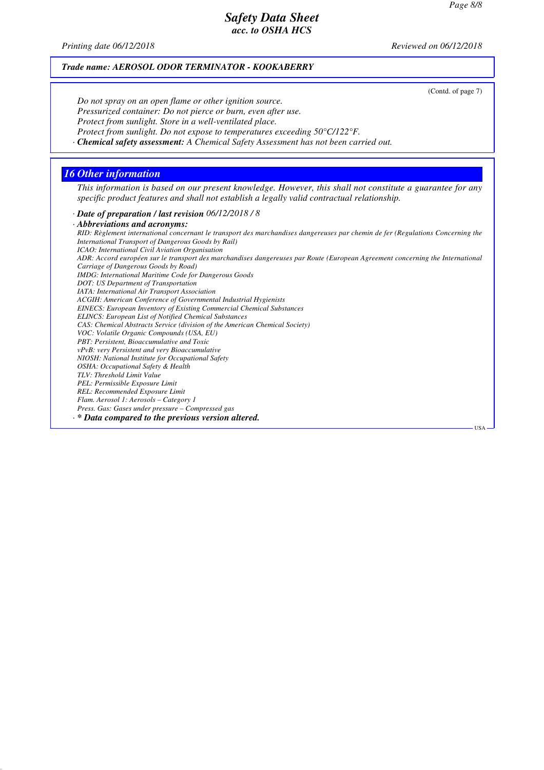*Trade name: AEROSOL ODOR TERMINATOR - KOOKABERRY*

(Contd. of page 7)

*Do not spray on an open flame or other ignition source.*
*Pressurized container: Do not pierce or burn, even after use.*
*Protect from sunlight. Store in a well-ventilated place.*
*Protect from sunlight. Do not expose to temperatures exceeding 50°C/122°F.*

· ***Chemical safety assessment:*** *A Chemical Safety Assessment has not been carried out.*

## *16 Other information*

*This information is based on our present knowledge. However, this shall not constitute a guarantee for any specific product features and shall not establish a legally valid contractual relationship.*

· ***Date of preparation / last revision*** *06/12/2018 / 8*

· ***Abbreviations and acronyms:***

*RID: Règlement international concernant le transport des marchandises dangereuses par chemin de fer (Regulations Concerning the International Transport of Dangerous Goods by Rail)*
*ICAO: International Civil Aviation Organisation*
*ADR: Accord européen sur le transport des marchandises dangereuses par Route (European Agreement concerning the International Carriage of Dangerous Goods by Road)*
*IMDG: International Maritime Code for Dangerous Goods*
*DOT: US Department of Transportation*
*IATA: International Air Transport Association*
*ACGIH: American Conference of Governmental Industrial Hygienists*
*EINECS: European Inventory of Existing Commercial Chemical Substances*
*ELINCS: European List of Notified Chemical Substances*
*CAS: Chemical Abstracts Service (division of the American Chemical Society)*
*VOC: Volatile Organic Compounds (USA, EU)*
*PBT: Persistent, Bioaccumulative and Toxic*
*vPvB: very Persistent and very Bioaccumulative*
*NIOSH: National Institute for Occupational Safety*
*OSHA: Occupational Safety & Health*
*TLV: Threshold Limit Value*
*PEL: Permissible Exposure Limit*
*REL: Recommended Exposure Limit*
*Flam. Aerosol 1: Aerosols – Category 1*
*Press. Gas: Gases under pressure – Compressed gas*

· ***\* Data compared to the previous version altered.***

USA